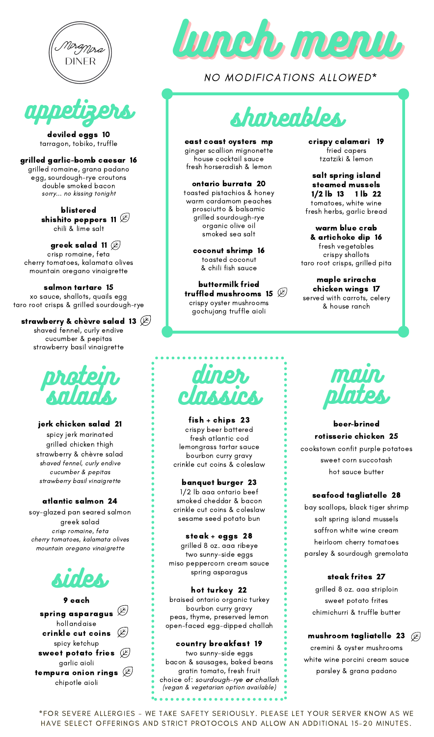MiraMira DINER

# lunch menu

NO MODIFICATIONS ALLOWED*

## appetizers

**deviled eggs 10**
tarragon, tobiko, truffle

**grilled garlic-bomb caesar 16**
grilled romaine, grana padano
egg, sourdough-rye croutons
double smoked bacon
*sorry... no kissing tonight*

**blistered shishito peppers 11** (vegetarian)
chili & lime salt

**greek salad 11** (vegetarian)
crisp romaine, feta
cherry tomatoes, kalamata olives
mountain oregano vinaigrette

**salmon tartare 15**
xo sauce, shallots, quails egg
taro root crisps & grilled sourdough-rye

**strawberry & chèvre salad 13** (vegetarian)
shaved fennel, curly endive
cucumber & pepitas
strawberry basil vinaigrette

## shareables

**east coast oysters mp**
ginger scallion mignonette
house cocktail sauce
fresh horseradish & lemon

**ontario burrata 20**
toasted pistachios & honey
warm cardamom peaches
prosciutto & balsamic
grilled sourdough-rye
organic olive oil
smoked sea salt

**coconut shrimp 16**
toasted coconut
& chili fish sauce

**buttermilk fried truffled mushrooms 15** (vegetarian)
crispy oyster mushrooms
gochujang truffle aioli

**crispy calamari 19**
fried capers
tzatziki & lemon

**salt spring island steamed mussels 1/2 lb 13 1 lb 22**
tomatoes, white wine
fresh herbs, garlic bread

**warm blue crab & artichoke dip 16**
fresh vegetables
crispy shallots
taro root crisps, grilled pita

**maple sriracha chicken wings 17**
served with carrots, celery
& house ranch

## protein salads

**jerk chicken salad 21**
spicy jerk marinated
grilled chicken thigh
strawberry & chèvre salad
*shaved fennel, curly endive*
*cucumber & pepitas*
*strawberry basil vinaigrette*

**atlantic salmon 24**
soy-glazed pan seared salmon
greek salad
*crisp romaine, feta*
*cherry tomatoes, kalamata olives*
*mountain oregano vinaigrette*

## sides

**9 each**

**spring asparagus** (vegetarian)
hollandaise

**crinkle cut coins** (vegetarian)
spicy ketchup

**sweet potato fries** (vegetarian)
garlic aioli

**tempura onion rings** (vegetarian)
chipotle aioli

## diner classics

**fish + chips 23**
crispy beer battered
fresh atlantic cod
lemongrass tartar sauce
bourbon curry gravy
crinkle cut coins & coleslaw

**banquet burger 23**
1/2 lb aaa ontario beef
smoked cheddar & bacon
crinkle cut coins & coleslaw
sesame seed potato bun

**steak + eggs 28**
grilled 8 oz. aaa ribeye
two sunny-side eggs
miso peppercorn cream sauce
spring asparagus

**hot turkey 22**
braised ontario organic turkey
bourbon curry gravy
peas, thyme, preserved lemon
open-faced egg-dipped challah

**country breakfast 19**
two sunny-side eggs
bacon & sausages, baked beans
gratin tomato, fresh fruit
choice of: *sourdough-rye **or** challah*
*(vegan & vegetarian option available)*

## main plates

**beer-brined rotisserie chicken 25**
cookstown confit purple potatoes
sweet corn succotash
hot sauce butter

**seafood tagliatelle 28**
bay scallops, black tiger shrimp
salt spring island mussels
saffron white wine cream
heirloom cherry tomatoes
parsley & sourdough gremolata

**steak frites 27**
grilled 8 oz. aaa striploin
sweet potato frites
chimichurri & truffle butter

**mushroom tagliatelle 23** (vegetarian)
cremini & oyster mushrooms
white wine porcini cream sauce
parsley & grana padano

*FOR SEVERE ALLERGIES - WE TAKE SAFETY SERIOUSLY. PLEASE LET YOUR SERVER KNOW AS WE HAVE SELECT OFFERINGS AND STRICT PROTOCOLS AND ALLOW AN ADDITIONAL 15-20 MINUTES.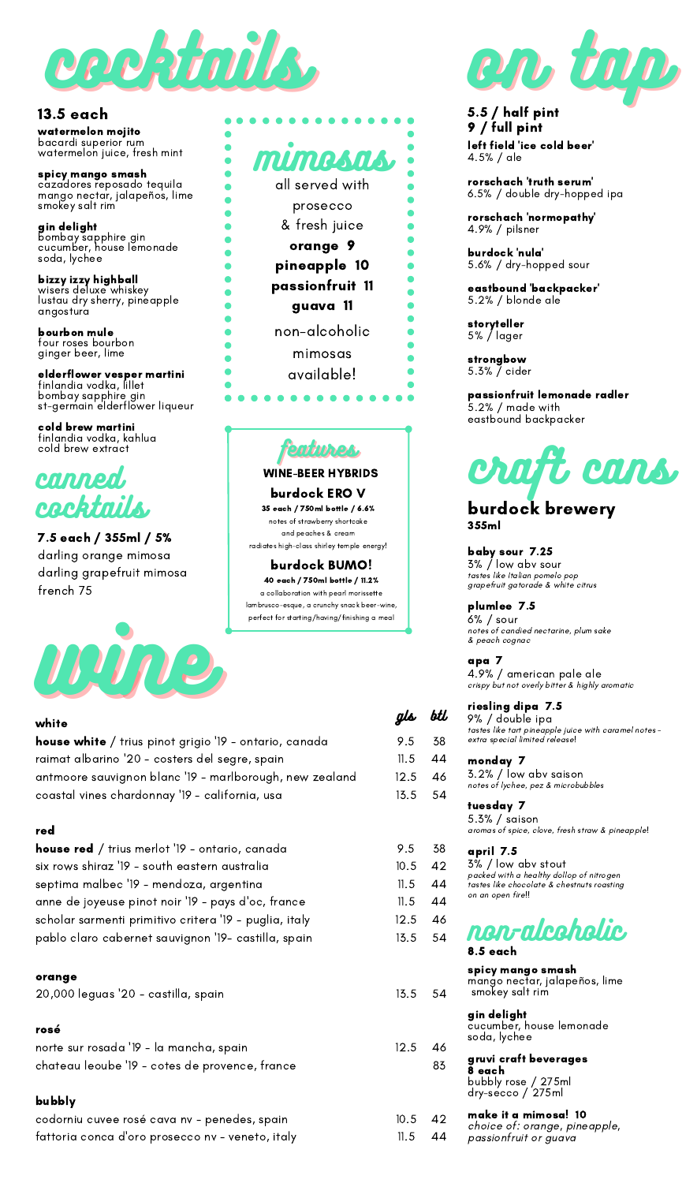# cocktails

## 13.5 each

**watermelon mojito**
bacardi superior rum
watermelon juice, fresh mint

**spicy mango smash**
cazadores reposado tequila
mango nectar, jalapeños, lime
smokey salt rim

**gin delight**
bombay sapphire gin
cucumber, house lemonade
soda, lychee

**bizzy izzy highball**
wisers deluxe whiskey
lustau dry sherry, pineapple
angostura

**bourbon mule**
four roses bourbon
ginger beer, lime

**elderflower vesper martini**
finlandia vodka, lillet
bombay sapphire gin
st-germain elderflower liqueur

**cold brew martini**
finlandia vodka, kahlua
cold brew extract

# mimosas

all served with
prosecco
& fresh juice

**orange 9**
**pineapple 10**
**passionfruit 11**
**guava 11**

non-alcoholic
mimosas
available!

# canned cocktails

## 7.5 each / 355ml / 5%

darling orange mimosa
darling grapefruit mimosa
french 75

# features

**WINE-BEER HYBRIDS**

**burdock ERO V**
**35 each / 750ml bottle / 6.6%**
notes of strawberry shortcake
and peaches & cream
radiates high-class shirley temple energy!

**burdock BUMO!**
**40 each / 750ml bottle / 11.2%**
a collaboration with pearl morissette
lambrusco-esque, a crunchy snack beer-wine,
perfect for starting/having/finishing a meal

# wine

| | gls | btl |
|---|---|---|
| **white** | | |
| **house white** / trius pinot grigio '19 - ontario, canada | 9.5 | 38 |
| raimat albarino '20 - costers del segre, spain | 11.5 | 44 |
| antmoore sauvignon blanc '19 - marlborough, new zealand | 12.5 | 46 |
| coastal vines chardonnay '19 - california, usa | 13.5 | 54 |
| **red** | | |
| **house red** / trius merlot '19 - ontario, canada | 9.5 | 38 |
| six rows shiraz '19 - south eastern australia | 10.5 | 42 |
| septima malbec '19 - mendoza, argentina | 11.5 | 44 |
| anne de joyeuse pinot noir '19 - pays d'oc, france | 11.5 | 44 |
| scholar sarmenti primitivo critera '19 - puglia, italy | 12.5 | 46 |
| pablo claro cabernet sauvignon '19- castilla, spain | 13.5 | 54 |
| **orange** | | |
| 20,000 leguas '20 - castilla, spain | 13.5 | 54 |
| **rosé** | | |
| norte sur rosada '19 - la mancha, spain | 12.5 | 46 |
| chateau leoube '19 - cotes de provence, france | | 83 |
| **bubbly** | | |
| codorniu cuvee rosé cava nv - penedes, spain | 10.5 | 42 |
| fattoria conca d'oro prosecco nv - veneto, italy | 11.5 | 44 |

# on tap

## 5.5 / half pint
## 9 / full pint

**left field 'ice cold beer'**
4.5% / ale

**rorschach 'truth serum'**
6.5% / double dry-hopped ipa

**rorschach 'normopathy'**
4.9% / pilsner

**burdock 'nula'**
5.6% / dry-hopped sour

**eastbound 'backpacker'**
5.2% / blonde ale

**storyteller**
5% / lager

**strongbow**
5.3% / cider

**passionfruit lemonade radler**
5.2% / made with
eastbound backpacker

# craft cans

## burdock brewery
## 355ml

**baby sour 7.25**
3% / low abv sour
*tastes like italian pomelo pop grapefruit gatorade & white citrus*

**plumlee 7.5**
6% / sour
*notes of candied nectarine, plum sake & peach cognac*

**apa 7**
4.9% / american pale ale
*crispy but not overly bitter & highly aromatic*

**riesling dipa 7.5**
9% / double ipa
*tastes like tart pineapple juice with caramel notes - extra special limited release!*

**monday 7**
3.2% / low abv saison
*notes of lychee, pez & microbubbles*

**tuesday 7**
5.3% / saison
*aromas of spice, clove, fresh straw & pineapple!*

**april 7.5**
3% / low abv stout
*packed with a healthy dollop of nitrogen tastes like chocolate & chestnuts roasting on an open fire!!*

# non-alcoholic

## 8.5 each

**spicy mango smash**
mango nectar, jalapeños, lime
smokey salt rim

**gin delight**
cucumber, house lemonade
soda, lychee

**gruvi craft beverages**
**8 each**
bubbly rose / 275ml
dry-secco / 275ml

**make it a mimosa! 10**
*choice of: orange, pineapple, passionfruit or guava*